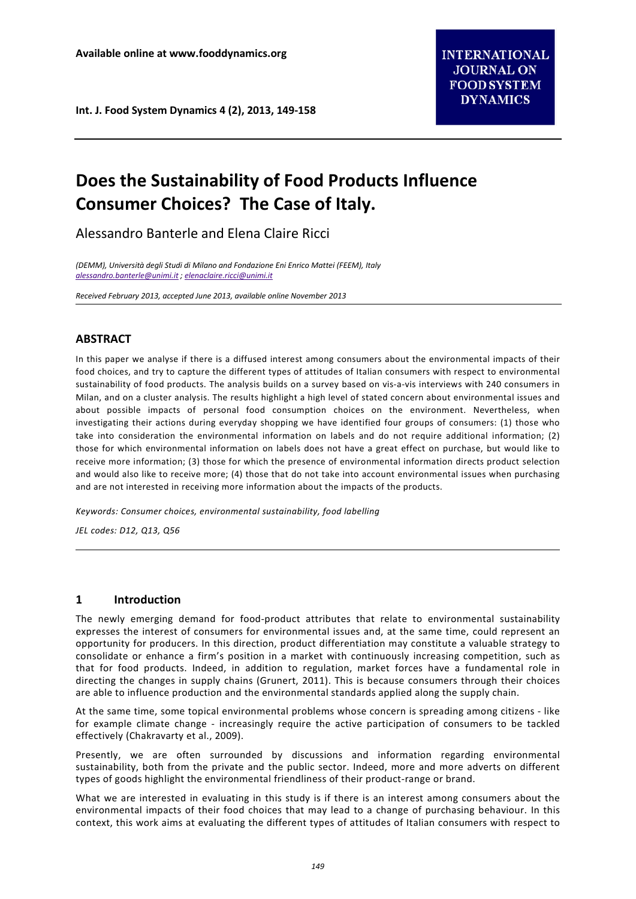# Does the Sustainability of Food Products Influence Consumer Choices? The Case of Italy.

Alessandro Banterle and Elena Claire Ricci

*(DEMM), Università degli Studi di Milano and Fondazione Eni Enrico Mattei (FEEM), Italy*
*alessandro.banterle@unimi.it ; elenaclaire.ricci@unimi.it*

*Received February 2013, accepted June 2013, available online November 2013*

## ABSTRACT

In this paper we analyse if there is a diffused interest among consumers about the environmental impacts of their food choices, and try to capture the different types of attitudes of Italian consumers with respect to environmental sustainability of food products. The analysis builds on a survey based on vis-a-vis interviews with 240 consumers in Milan, and on a cluster analysis. The results highlight a high level of stated concern about environmental issues and about possible impacts of personal food consumption choices on the environment. Nevertheless, when investigating their actions during everyday shopping we have identified four groups of consumers: (1) those who take into consideration the environmental information on labels and do not require additional information; (2) those for which environmental information on labels does not have a great effect on purchase, but would like to receive more information; (3) those for which the presence of environmental information directs product selection and would also like to receive more; (4) those that do not take into account environmental issues when purchasing and are not interested in receiving more information about the impacts of the products.

*Keywords: Consumer choices, environmental sustainability, food labelling*

*JEL codes: D12, Q13, Q56*

## 1 Introduction

The newly emerging demand for food-product attributes that relate to environmental sustainability expresses the interest of consumers for environmental issues and, at the same time, could represent an opportunity for producers. In this direction, product differentiation may constitute a valuable strategy to consolidate or enhance a firm's position in a market with continuously increasing competition, such as that for food products. Indeed, in addition to regulation, market forces have a fundamental role in directing the changes in supply chains (Grunert, 2011). This is because consumers through their choices are able to influence production and the environmental standards applied along the supply chain.

At the same time, some topical environmental problems whose concern is spreading among citizens - like for example climate change - increasingly require the active participation of consumers to be tackled effectively (Chakravarty et al., 2009).

Presently, we are often surrounded by discussions and information regarding environmental sustainability, both from the private and the public sector. Indeed, more and more adverts on different types of goods highlight the environmental friendliness of their product-range or brand.

What we are interested in evaluating in this study is if there is an interest among consumers about the environmental impacts of their food choices that may lead to a change of purchasing behaviour. In this context, this work aims at evaluating the different types of attitudes of Italian consumers with respect to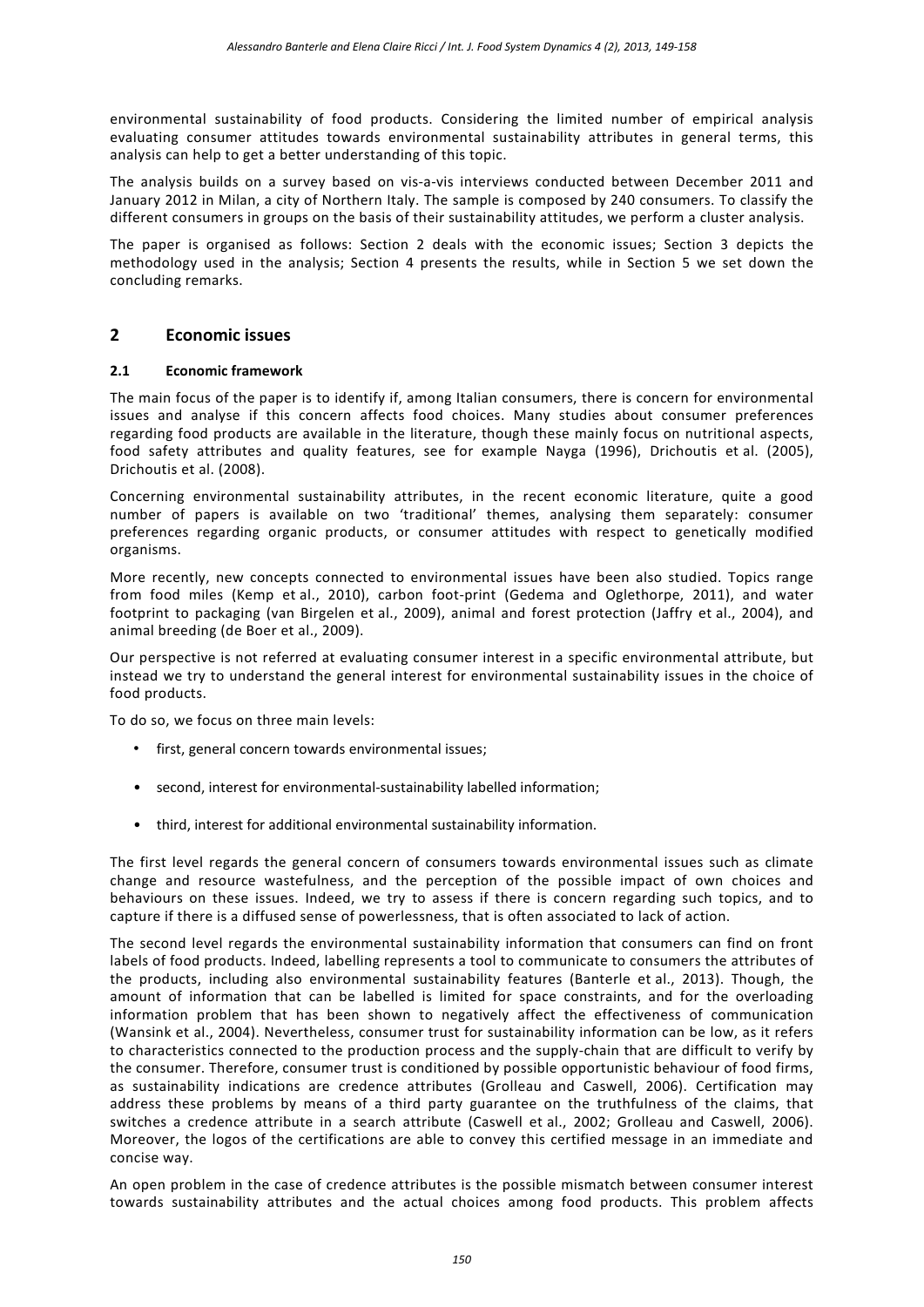environmental sustainability of food products. Considering the limited number of empirical analysis evaluating consumer attitudes towards environmental sustainability attributes in general terms, this analysis can help to get a better understanding of this topic.

The analysis builds on a survey based on vis-a-vis interviews conducted between December 2011 and January 2012 in Milan, a city of Northern Italy. The sample is composed by 240 consumers. To classify the different consumers in groups on the basis of their sustainability attitudes, we perform a cluster analysis.

The paper is organised as follows: Section 2 deals with the economic issues; Section 3 depicts the methodology used in the analysis; Section 4 presents the results, while in Section 5 we set down the concluding remarks.

## 2 Economic issues

### 2.1 Economic framework

The main focus of the paper is to identify if, among Italian consumers, there is concern for environmental issues and analyse if this concern affects food choices. Many studies about consumer preferences regarding food products are available in the literature, though these mainly focus on nutritional aspects, food safety attributes and quality features, see for example Nayga (1996), Drichoutis et al. (2005), Drichoutis et al. (2008).

Concerning environmental sustainability attributes, in the recent economic literature, quite a good number of papers is available on two 'traditional' themes, analysing them separately: consumer preferences regarding organic products, or consumer attitudes with respect to genetically modified organisms.

More recently, new concepts connected to environmental issues have been also studied. Topics range from food miles (Kemp et al., 2010), carbon foot-print (Gedema and Oglethorpe, 2011), and water footprint to packaging (van Birgelen et al., 2009), animal and forest protection (Jaffry et al., 2004), and animal breeding (de Boer et al., 2009).

Our perspective is not referred at evaluating consumer interest in a specific environmental attribute, but instead we try to understand the general interest for environmental sustainability issues in the choice of food products.

To do so, we focus on three main levels:

- first, general concern towards environmental issues;
- second, interest for environmental-sustainability labelled information;
- third, interest for additional environmental sustainability information.

The first level regards the general concern of consumers towards environmental issues such as climate change and resource wastefulness, and the perception of the possible impact of own choices and behaviours on these issues. Indeed, we try to assess if there is concern regarding such topics, and to capture if there is a diffused sense of powerlessness, that is often associated to lack of action.

The second level regards the environmental sustainability information that consumers can find on front labels of food products. Indeed, labelling represents a tool to communicate to consumers the attributes of the products, including also environmental sustainability features (Banterle et al., 2013). Though, the amount of information that can be labelled is limited for space constraints, and for the overloading information problem that has been shown to negatively affect the effectiveness of communication (Wansink et al., 2004). Nevertheless, consumer trust for sustainability information can be low, as it refers to characteristics connected to the production process and the supply-chain that are difficult to verify by the consumer. Therefore, consumer trust is conditioned by possible opportunistic behaviour of food firms, as sustainability indications are credence attributes (Grolleau and Caswell, 2006). Certification may address these problems by means of a third party guarantee on the truthfulness of the claims, that switches a credence attribute in a search attribute (Caswell et al., 2002; Grolleau and Caswell, 2006). Moreover, the logos of the certifications are able to convey this certified message in an immediate and concise way.

An open problem in the case of credence attributes is the possible mismatch between consumer interest towards sustainability attributes and the actual choices among food products. This problem affects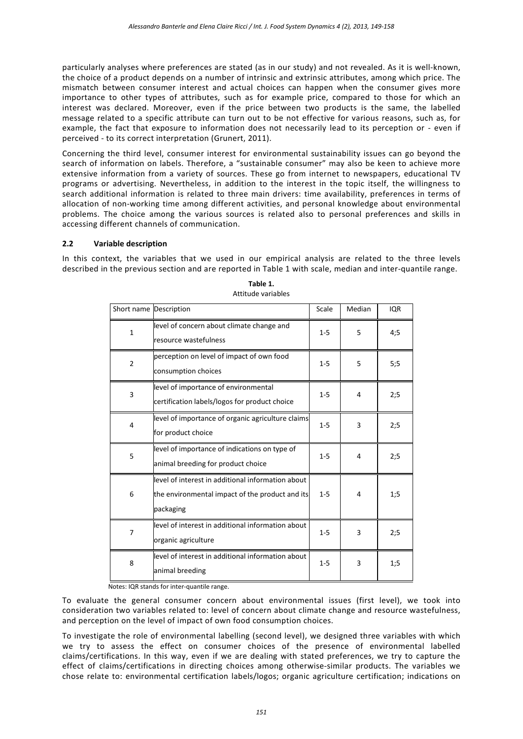particularly analyses where preferences are stated (as in our study) and not revealed. As it is well-known, the choice of a product depends on a number of intrinsic and extrinsic attributes, among which price. The mismatch between consumer interest and actual choices can happen when the consumer gives more importance to other types of attributes, such as for example price, compared to those for which an interest was declared. Moreover, even if the price between two products is the same, the labelled message related to a specific attribute can turn out to be not effective for various reasons, such as, for example, the fact that exposure to information does not necessarily lead to its perception or - even if perceived - to its correct interpretation (Grunert, 2011).

Concerning the third level, consumer interest for environmental sustainability issues can go beyond the search of information on labels. Therefore, a "sustainable consumer" may also be keen to achieve more extensive information from a variety of sources. These go from internet to newspapers, educational TV programs or advertising. Nevertheless, in addition to the interest in the topic itself, the willingness to search additional information is related to three main drivers: time availability, preferences in terms of allocation of non-working time among different activities, and personal knowledge about environmental problems. The choice among the various sources is related also to personal preferences and skills in accessing different channels of communication.

### 2.2 Variable description

In this context, the variables that we used in our empirical analysis are related to the three levels described in the previous section and are reported in Table 1 with scale, median and inter-quantile range.

**Table 1.**
Attitude variables

| Short name | Description | Scale | Median | IQR |
|---|---|---|---|---|
| 1 | level of concern about climate change and resource wastefulness | 1-5 | 5 | 4;5 |
| 2 | perception on level of impact of own food consumption choices | 1-5 | 5 | 5;5 |
| 3 | level of importance of environmental certification labels/logos for product choice | 1-5 | 4 | 2;5 |
| 4 | level of importance of organic agriculture claims for product choice | 1-5 | 3 | 2;5 |
| 5 | level of importance of indications on type of animal breeding for product choice | 1-5 | 4 | 2;5 |
| 6 | level of interest in additional information about the environmental impact of the product and its packaging | 1-5 | 4 | 1;5 |
| 7 | level of interest in additional information about organic agriculture | 1-5 | 3 | 2;5 |
| 8 | level of interest in additional information about animal breeding | 1-5 | 3 | 1;5 |

Notes: IQR stands for inter-quantile range.

To evaluate the general consumer concern about environmental issues (first level), we took into consideration two variables related to: level of concern about climate change and resource wastefulness, and perception on the level of impact of own food consumption choices.

To investigate the role of environmental labelling (second level), we designed three variables with which we try to assess the effect on consumer choices of the presence of environmental labelled claims/certifications. In this way, even if we are dealing with stated preferences, we try to capture the effect of claims/certifications in directing choices among otherwise-similar products. The variables we chose relate to: environmental certification labels/logos; organic agriculture certification; indications on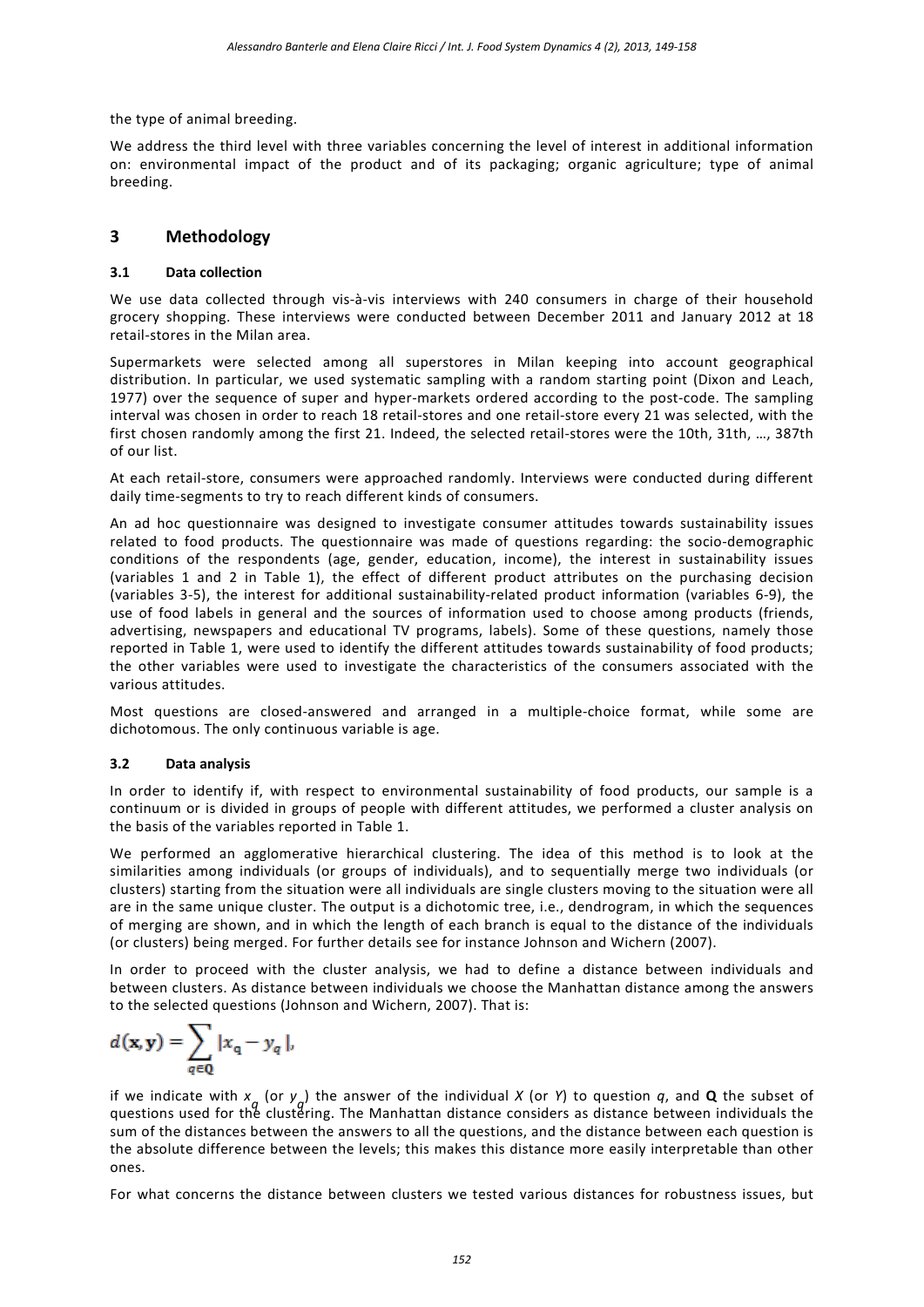the type of animal breeding.

We address the third level with three variables concerning the level of interest in additional information on: environmental impact of the product and of its packaging; organic agriculture; type of animal breeding.

## 3 Methodology

### 3.1 Data collection

We use data collected through vis-à-vis interviews with 240 consumers in charge of their household grocery shopping. These interviews were conducted between December 2011 and January 2012 at 18 retail-stores in the Milan area.

Supermarkets were selected among all superstores in Milan keeping into account geographical distribution. In particular, we used systematic sampling with a random starting point (Dixon and Leach, 1977) over the sequence of super and hyper-markets ordered according to the post-code. The sampling interval was chosen in order to reach 18 retail-stores and one retail-store every 21 was selected, with the first chosen randomly among the first 21. Indeed, the selected retail-stores were the 10th, 31th, …, 387th of our list.

At each retail-store, consumers were approached randomly. Interviews were conducted during different daily time-segments to try to reach different kinds of consumers.

An ad hoc questionnaire was designed to investigate consumer attitudes towards sustainability issues related to food products. The questionnaire was made of questions regarding: the socio-demographic conditions of the respondents (age, gender, education, income), the interest in sustainability issues (variables 1 and 2 in Table 1), the effect of different product attributes on the purchasing decision (variables 3-5), the interest for additional sustainability-related product information (variables 6-9), the use of food labels in general and the sources of information used to choose among products (friends, advertising, newspapers and educational TV programs, labels). Some of these questions, namely those reported in Table 1, were used to identify the different attitudes towards sustainability of food products; the other variables were used to investigate the characteristics of the consumers associated with the various attitudes.

Most questions are closed-answered and arranged in a multiple-choice format, while some are dichotomous. The only continuous variable is age.

### 3.2 Data analysis

In order to identify if, with respect to environmental sustainability of food products, our sample is a continuum or is divided in groups of people with different attitudes, we performed a cluster analysis on the basis of the variables reported in Table 1.

We performed an agglomerative hierarchical clustering. The idea of this method is to look at the similarities among individuals (or groups of individuals), and to sequentially merge two individuals (or clusters) starting from the situation were all individuals are single clusters moving to the situation were all are in the same unique cluster. The output is a dichotomic tree, i.e., dendrogram, in which the sequences of merging are shown, and in which the length of each branch is equal to the distance of the individuals (or clusters) being merged. For further details see for instance Johnson and Wichern (2007).

In order to proceed with the cluster analysis, we had to define a distance between individuals and between clusters. As distance between individuals we choose the Manhattan distance among the answers to the selected questions (Johnson and Wichern, 2007). That is:

$$d(\mathbf{x}, \mathbf{y}) = \sum_{q \in \mathbf{Q}} |x_q - y_q|,$$

if we indicate with $x_q$ (or $y_q$) the answer of the individual *X* (or *Y*) to question *q*, and **Q** the subset of questions used for the clustering. The Manhattan distance considers as distance between individuals the sum of the distances between the answers to all the questions, and the distance between each question is the absolute difference between the levels; this makes this distance more easily interpretable than other ones.

For what concerns the distance between clusters we tested various distances for robustness issues, but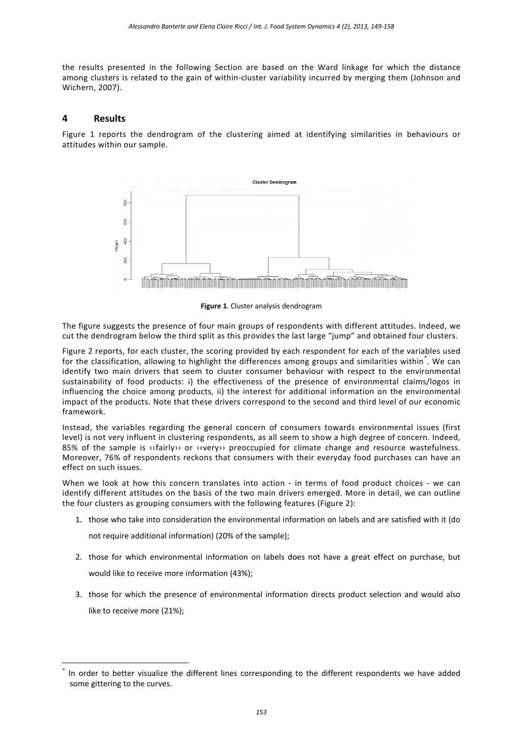the results presented in the following Section are based on the Ward linkage for which the distance among clusters is related to the gain of within-cluster variability incurred by merging them (Johnson and Wichern, 2007).

## 4 Results

Figure 1 reports the dendrogram of the clustering aimed at identifying similarities in behaviours or attitudes within our sample.

**Figure 1**. Cluster analysis dendrogram

The figure suggests the presence of four main groups of respondents with different attitudes. Indeed, we cut the dendrogram below the third split as this provides the last large "jump" and obtained four clusters.

Figure 2 reports, for each cluster, the scoring provided by each respondent for each of the variables used for the classification, allowing to highlight the differences among groups and similarities within*. We can identify two main drivers that seem to cluster consumer behaviour with respect to the environmental sustainability of food products: i) the effectiveness of the presence of environmental claims/logos in influencing the choice among products, ii) the interest for additional information on the environmental impact of the products. Note that these drivers correspond to the second and third level of our economic framework.

Instead, the variables regarding the general concern of consumers towards environmental issues (first level) is not very influent in clustering respondents, as all seem to show a high degree of concern. Indeed, 85% of the sample is ‹‹fairly›› or ‹‹very›› preoccupied for climate change and resource wastefulness. Moreover, 76% of respondents reckons that consumers with their everyday food purchases can have an effect on such issues.

When we look at how this concern translates into action - in terms of food product choices - we can identify different attitudes on the basis of the two main drivers emerged. More in detail, we can outline the four clusters as grouping consumers with the following features (Figure 2):

1. those who take into consideration the environmental information on labels and are satisfied with it (do not require additional information) (20% of the sample);
2. those for which environmental information on labels does not have a great effect on purchase, but would like to receive more information (43%);
3. those for which the presence of environmental information directs product selection and would also like to receive more (21%);

* In order to better visualize the different lines corresponding to the different respondents we have added some gittering to the curves.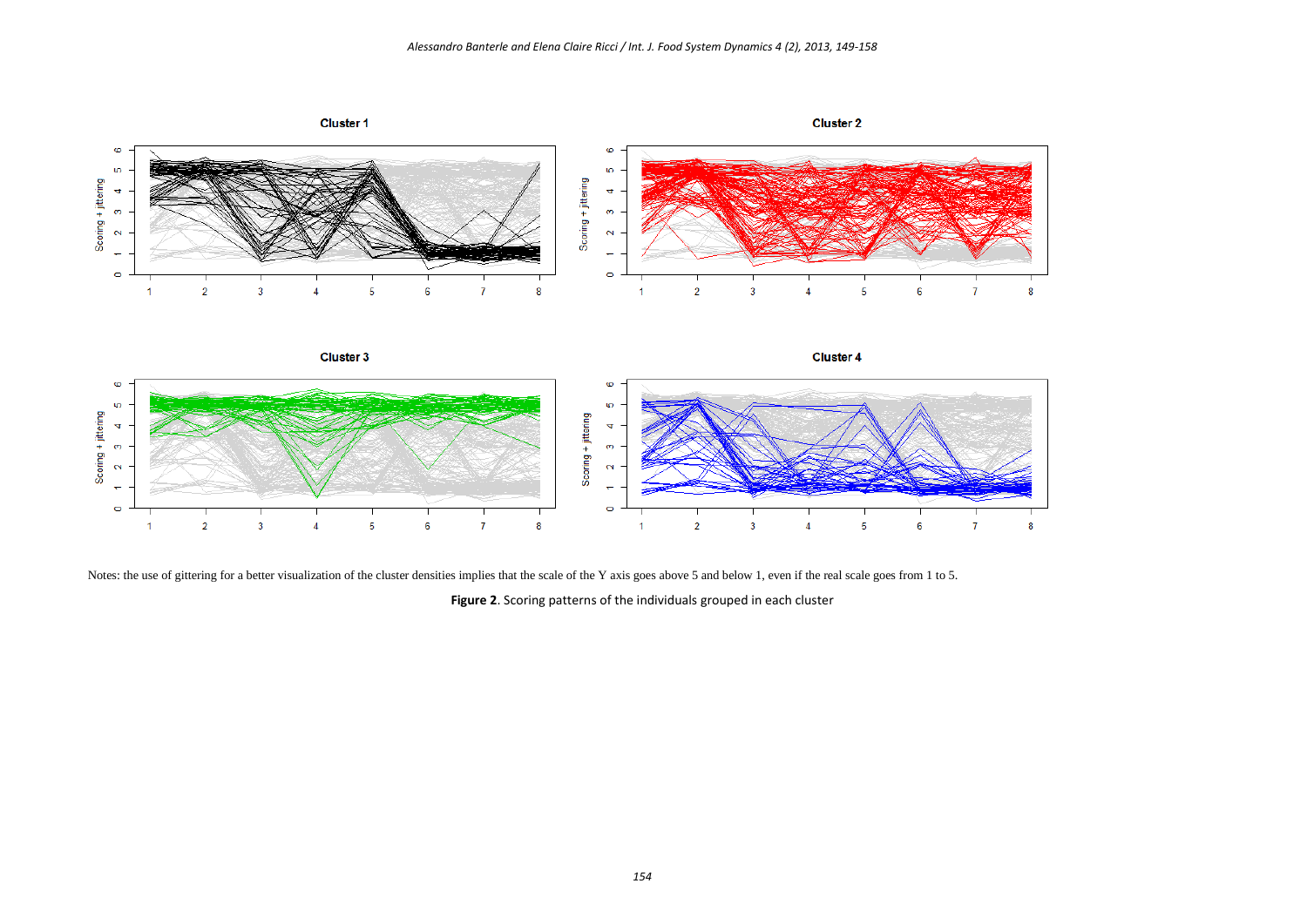Notes: the use of gittering for a better visualization of the cluster densities implies that the scale of the Y axis goes above 5 and below 1, even if the real scale goes from 1 to 5.

**Figure 2**. Scoring patterns of the individuals grouped in each cluster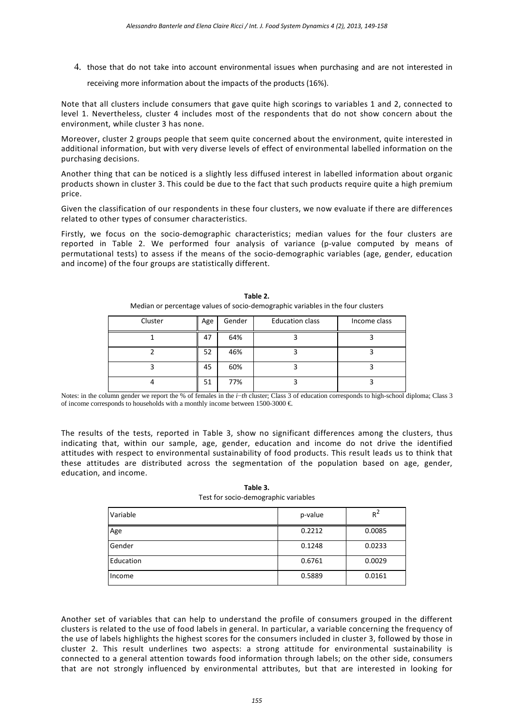4. those that do not take into account environmental issues when purchasing and are not interested in receiving more information about the impacts of the products (16%).

Note that all clusters include consumers that gave quite high scorings to variables 1 and 2, connected to level 1. Nevertheless, cluster 4 includes most of the respondents that do not show concern about the environment, while cluster 3 has none.

Moreover, cluster 2 groups people that seem quite concerned about the environment, quite interested in additional information, but with very diverse levels of effect of environmental labelled information on the purchasing decisions.

Another thing that can be noticed is a slightly less diffused interest in labelled information about organic products shown in cluster 3. This could be due to the fact that such products require quite a high premium price.

Given the classification of our respondents in these four clusters, we now evaluate if there are differences related to other types of consumer characteristics.

Firstly, we focus on the socio-demographic characteristics; median values for the four clusters are reported in Table 2. We performed four analysis of variance (p-value computed by means of permutational tests) to assess if the means of the socio-demographic variables (age, gender, education and income) of the four groups are statistically different.

**Table 2.**
Median or percentage values of socio-demographic variables in the four clusters

| Cluster | Age | Gender | Education class | Income class |
|---|---|---|---|---|
| 1 | 47 | 64% | 3 | 3 |
| 2 | 52 | 46% | 3 | 3 |
| 3 | 45 | 60% | 3 | 3 |
| 4 | 51 | 77% | 3 | 3 |

Notes: in the column gender we report the % of females in the *i−th* cluster; Class 3 of education corresponds to high-school diploma; Class 3 of income corresponds to households with a monthly income between 1500-3000 €.

The results of the tests, reported in Table 3, show no significant differences among the clusters, thus indicating that, within our sample, age, gender, education and income do not drive the identified attitudes with respect to environmental sustainability of food products. This result leads us to think that these attitudes are distributed across the segmentation of the population based on age, gender, education, and income.

**Table 3.**
Test for socio-demographic variables

| Variable | p-value | $R^2$ |
|---|---|---|
| Age | 0.2212 | 0.0085 |
| Gender | 0.1248 | 0.0233 |
| Education | 0.6761 | 0.0029 |
| Income | 0.5889 | 0.0161 |

Another set of variables that can help to understand the profile of consumers grouped in the different clusters is related to the use of food labels in general. In particular, a variable concerning the frequency of the use of labels highlights the highest scores for the consumers included in cluster 3, followed by those in cluster 2. This result underlines two aspects: a strong attitude for environmental sustainability is connected to a general attention towards food information through labels; on the other side, consumers that are not strongly influenced by environmental attributes, but that are interested in looking for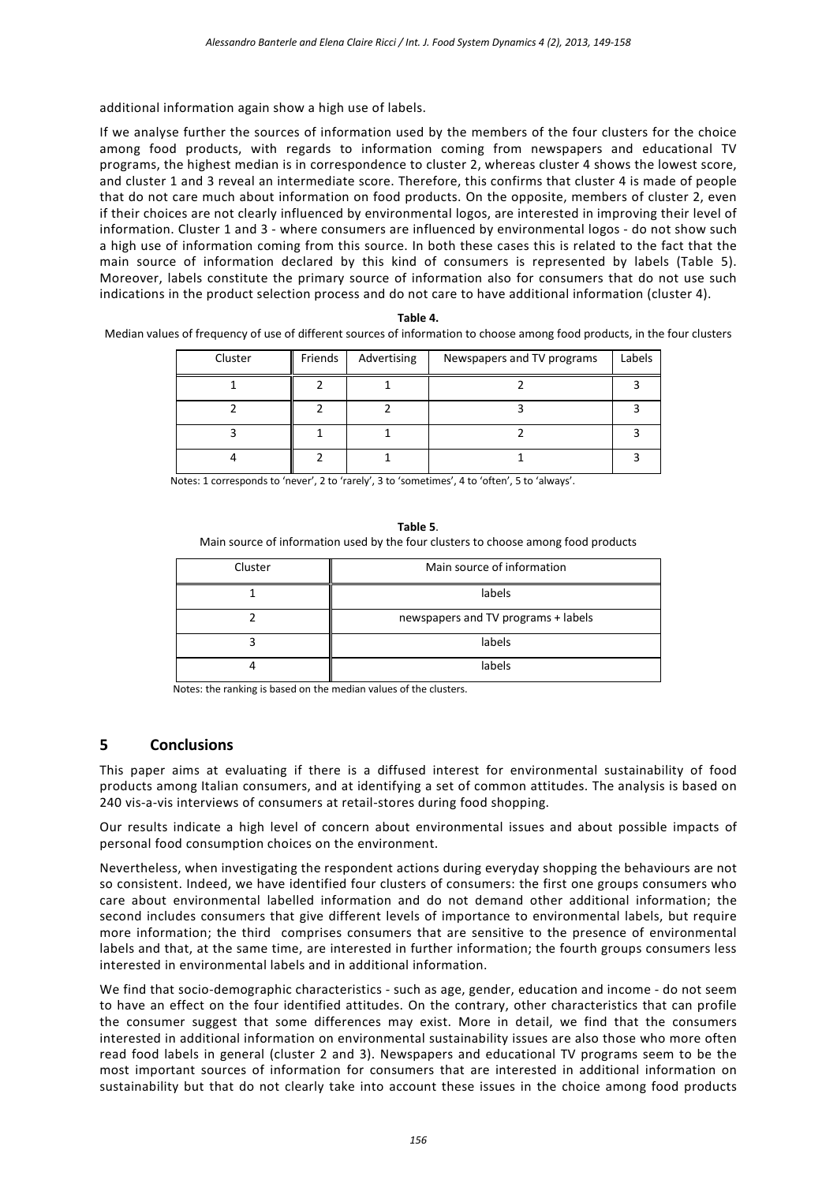additional information again show a high use of labels.

If we analyse further the sources of information used by the members of the four clusters for the choice among food products, with regards to information coming from newspapers and educational TV programs, the highest median is in correspondence to cluster 2, whereas cluster 4 shows the lowest score, and cluster 1 and 3 reveal an intermediate score. Therefore, this confirms that cluster 4 is made of people that do not care much about information on food products. On the opposite, members of cluster 2, even if their choices are not clearly influenced by environmental logos, are interested in improving their level of information. Cluster 1 and 3 - where consumers are influenced by environmental logos - do not show such a high use of information coming from this source. In both these cases this is related to the fact that the main source of information declared by this kind of consumers is represented by labels (Table 5). Moreover, labels constitute the primary source of information also for consumers that do not use such indications in the product selection process and do not care to have additional information (cluster 4).

**Table 4.**

Median values of frequency of use of different sources of information to choose among food products, in the four clusters

| Cluster | Friends | Advertising | Newspapers and TV programs | Labels |
|---|---|---|---|---|
| 1 | 2 | 1 | 2 | 3 |
| 2 | 2 | 2 | 3 | 3 |
| 3 | 1 | 1 | 2 | 3 |
| 4 | 2 | 1 | 1 | 3 |

Notes: 1 corresponds to 'never', 2 to 'rarely', 3 to 'sometimes', 4 to 'often', 5 to 'always'.

**Table 5**.

Main source of information used by the four clusters to choose among food products

| Cluster | Main source of information |
|---|---|
| 1 | labels |
| 2 | newspapers and TV programs + labels |
| 3 | labels |
| 4 | labels |

Notes: the ranking is based on the median values of the clusters.

## 5 Conclusions

This paper aims at evaluating if there is a diffused interest for environmental sustainability of food products among Italian consumers, and at identifying a set of common attitudes. The analysis is based on 240 vis-a-vis interviews of consumers at retail-stores during food shopping.

Our results indicate a high level of concern about environmental issues and about possible impacts of personal food consumption choices on the environment.

Nevertheless, when investigating the respondent actions during everyday shopping the behaviours are not so consistent. Indeed, we have identified four clusters of consumers: the first one groups consumers who care about environmental labelled information and do not demand other additional information; the second includes consumers that give different levels of importance to environmental labels, but require more information; the third comprises consumers that are sensitive to the presence of environmental labels and that, at the same time, are interested in further information; the fourth groups consumers less interested in environmental labels and in additional information.

We find that socio-demographic characteristics - such as age, gender, education and income - do not seem to have an effect on the four identified attitudes. On the contrary, other characteristics that can profile the consumer suggest that some differences may exist. More in detail, we find that the consumers interested in additional information on environmental sustainability issues are also those who more often read food labels in general (cluster 2 and 3). Newspapers and educational TV programs seem to be the most important sources of information for consumers that are interested in additional information on sustainability but that do not clearly take into account these issues in the choice among food products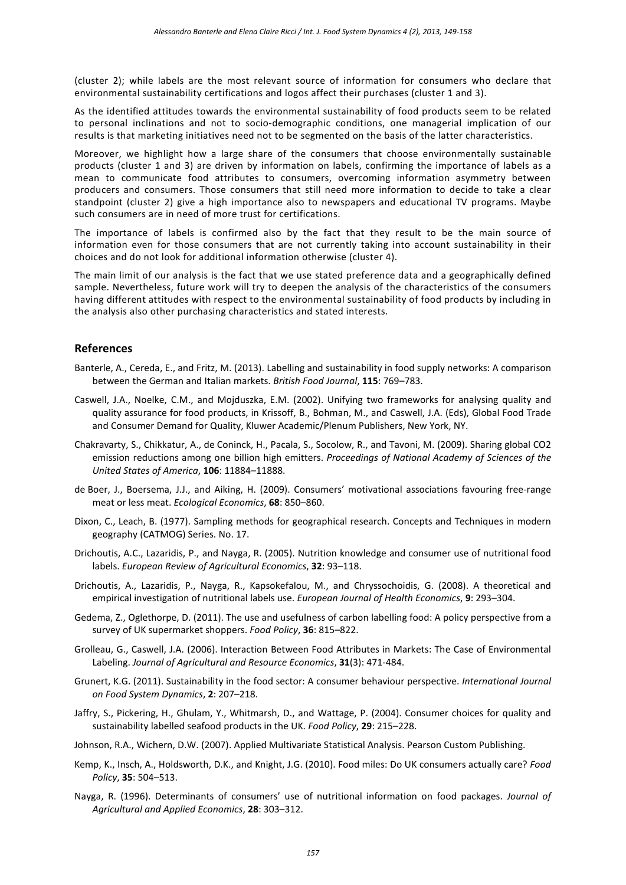(cluster 2); while labels are the most relevant source of information for consumers who declare that environmental sustainability certifications and logos affect their purchases (cluster 1 and 3).

As the identified attitudes towards the environmental sustainability of food products seem to be related to personal inclinations and not to socio-demographic conditions, one managerial implication of our results is that marketing initiatives need not to be segmented on the basis of the latter characteristics.

Moreover, we highlight how a large share of the consumers that choose environmentally sustainable products (cluster 1 and 3) are driven by information on labels, confirming the importance of labels as a mean to communicate food attributes to consumers, overcoming information asymmetry between producers and consumers. Those consumers that still need more information to decide to take a clear standpoint (cluster 2) give a high importance also to newspapers and educational TV programs. Maybe such consumers are in need of more trust for certifications.

The importance of labels is confirmed also by the fact that they result to be the main source of information even for those consumers that are not currently taking into account sustainability in their choices and do not look for additional information otherwise (cluster 4).

The main limit of our analysis is the fact that we use stated preference data and a geographically defined sample. Nevertheless, future work will try to deepen the analysis of the characteristics of the consumers having different attitudes with respect to the environmental sustainability of food products by including in the analysis also other purchasing characteristics and stated interests.

## References

Banterle, A., Cereda, E., and Fritz, M. (2013). Labelling and sustainability in food supply networks: A comparison between the German and Italian markets. *British Food Journal*, **115**: 769–783.

Caswell, J.A., Noelke, C.M., and Mojduszka, E.M. (2002). Unifying two frameworks for analysing quality and quality assurance for food products, in Krissoff, B., Bohman, M., and Caswell, J.A. (Eds), Global Food Trade and Consumer Demand for Quality, Kluwer Academic/Plenum Publishers, New York, NY.

Chakravarty, S., Chikkatur, A., de Coninck, H., Pacala, S., Socolow, R., and Tavoni, M. (2009). Sharing global CO2 emission reductions among one billion high emitters. *Proceedings of National Academy of Sciences of the United States of America*, **106**: 11884–11888.

de Boer, J., Boersema, J.J., and Aiking, H. (2009). Consumers' motivational associations favouring free-range meat or less meat. *Ecological Economics*, **68**: 850–860.

Dixon, C., Leach, B. (1977). Sampling methods for geographical research. Concepts and Techniques in modern geography (CATMOG) Series. No. 17.

Drichoutis, A.C., Lazaridis, P., and Nayga, R. (2005). Nutrition knowledge and consumer use of nutritional food labels. *European Review of Agricultural Economics*, **32**: 93–118.

Drichoutis, A., Lazaridis, P., Nayga, R., Kapsokefalou, M., and Chryssochoidis, G. (2008). A theoretical and empirical investigation of nutritional labels use. *European Journal of Health Economics*, **9**: 293–304.

Gedema, Z., Oglethorpe, D. (2011). The use and usefulness of carbon labelling food: A policy perspective from a survey of UK supermarket shoppers. *Food Policy*, **36**: 815–822.

Grolleau, G., Caswell, J.A. (2006). Interaction Between Food Attributes in Markets: The Case of Environmental Labeling. *Journal of Agricultural and Resource Economics*, **31**(3): 471-484.

Grunert, K.G. (2011). Sustainability in the food sector: A consumer behaviour perspective. *International Journal on Food System Dynamics*, **2**: 207–218.

Jaffry, S., Pickering, H., Ghulam, Y., Whitmarsh, D., and Wattage, P. (2004). Consumer choices for quality and sustainability labelled seafood products in the UK. *Food Policy*, **29**: 215–228.

Johnson, R.A., Wichern, D.W. (2007). Applied Multivariate Statistical Analysis. Pearson Custom Publishing.

Kemp, K., Insch, A., Holdsworth, D.K., and Knight, J.G. (2010). Food miles: Do UK consumers actually care? *Food Policy*, **35**: 504–513.

Nayga, R. (1996). Determinants of consumers' use of nutritional information on food packages. *Journal of Agricultural and Applied Economics*, **28**: 303–312.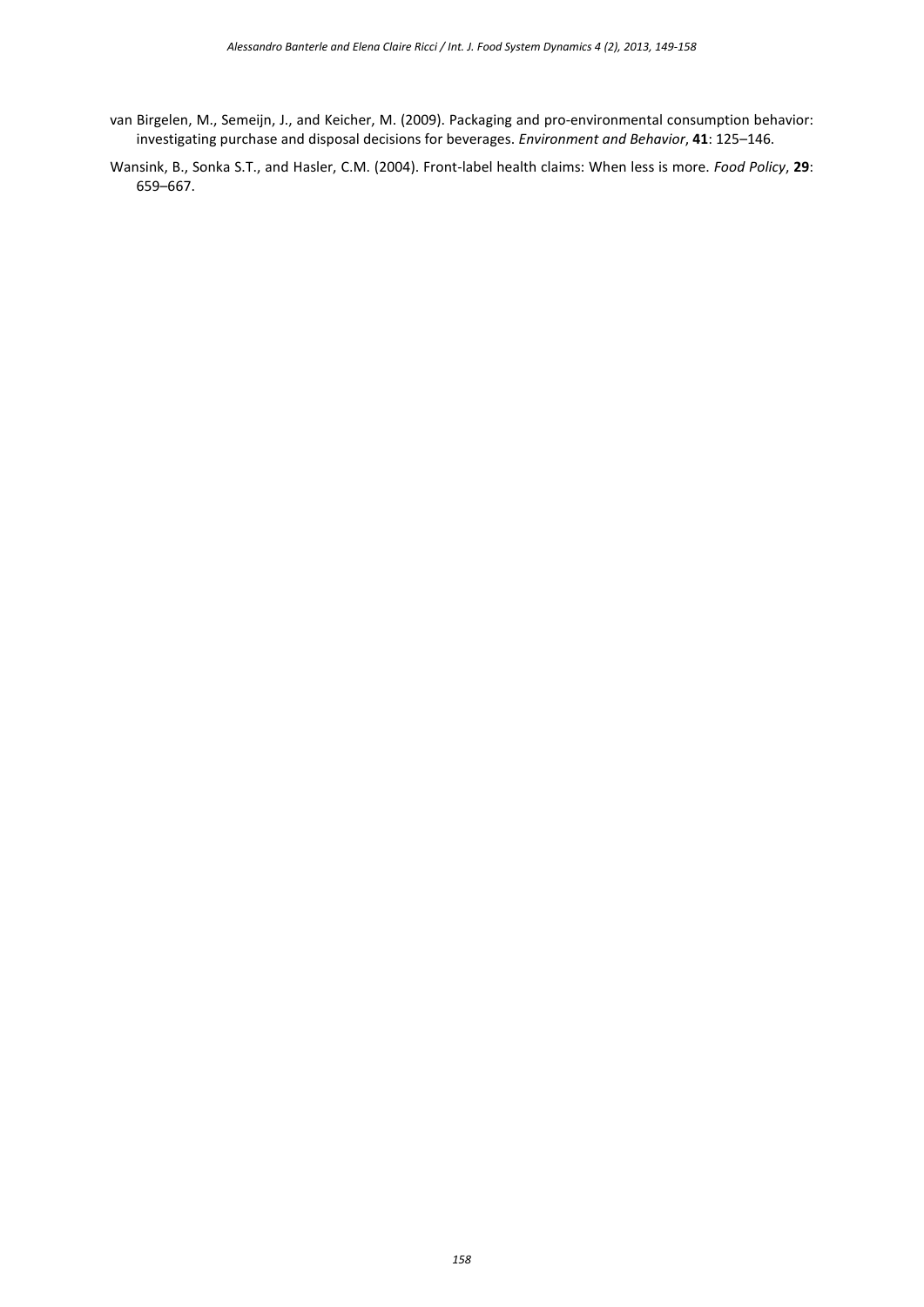van Birgelen, M., Semeijn, J., and Keicher, M. (2009). Packaging and pro-environmental consumption behavior: investigating purchase and disposal decisions for beverages. *Environment and Behavior*, **41**: 125–146.

Wansink, B., Sonka S.T., and Hasler, C.M. (2004). Front-label health claims: When less is more. *Food Policy*, **29**: 659–667.